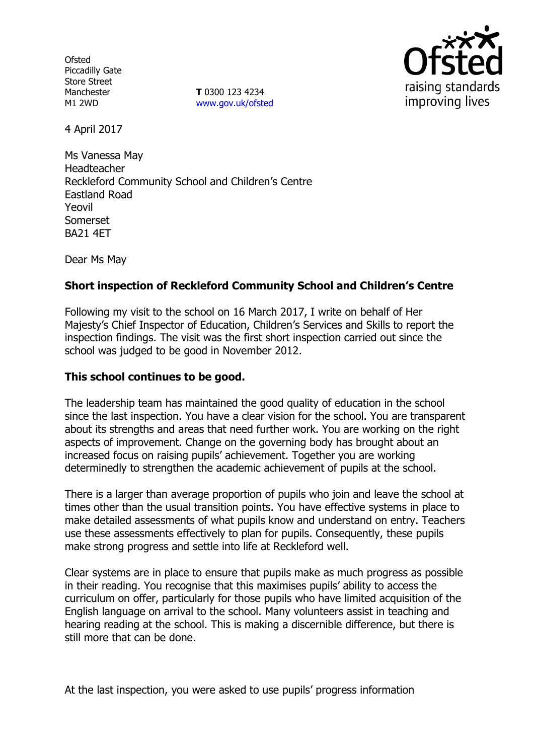Ofsted
Piccadilly Gate
Store Street
Manchester
M1 2WD

**T** 0300 123 4234
www.gov.uk/ofsted

4 April 2017

Ms Vanessa May
Headteacher
Reckleford Community School and Children's Centre
Eastland Road
Yeovil
Somerset
BA21 4ET

Dear Ms May

**Short inspection of Reckleford Community School and Children's Centre**

Following my visit to the school on 16 March 2017, I write on behalf of Her Majesty's Chief Inspector of Education, Children's Services and Skills to report the inspection findings. The visit was the first short inspection carried out since the school was judged to be good in November 2012.

**This school continues to be good.**

The leadership team has maintained the good quality of education in the school since the last inspection. You have a clear vision for the school. You are transparent about its strengths and areas that need further work. You are working on the right aspects of improvement. Change on the governing body has brought about an increased focus on raising pupils' achievement. Together you are working determinedly to strengthen the academic achievement of pupils at the school.

There is a larger than average proportion of pupils who join and leave the school at times other than the usual transition points. You have effective systems in place to make detailed assessments of what pupils know and understand on entry. Teachers use these assessments effectively to plan for pupils. Consequently, these pupils make strong progress and settle into life at Reckleford well.

Clear systems are in place to ensure that pupils make as much progress as possible in their reading. You recognise that this maximises pupils' ability to access the curriculum on offer, particularly for those pupils who have limited acquisition of the English language on arrival to the school. Many volunteers assist in teaching and hearing reading at the school. This is making a discernible difference, but there is still more that can be done.

At the last inspection, you were asked to use pupils' progress information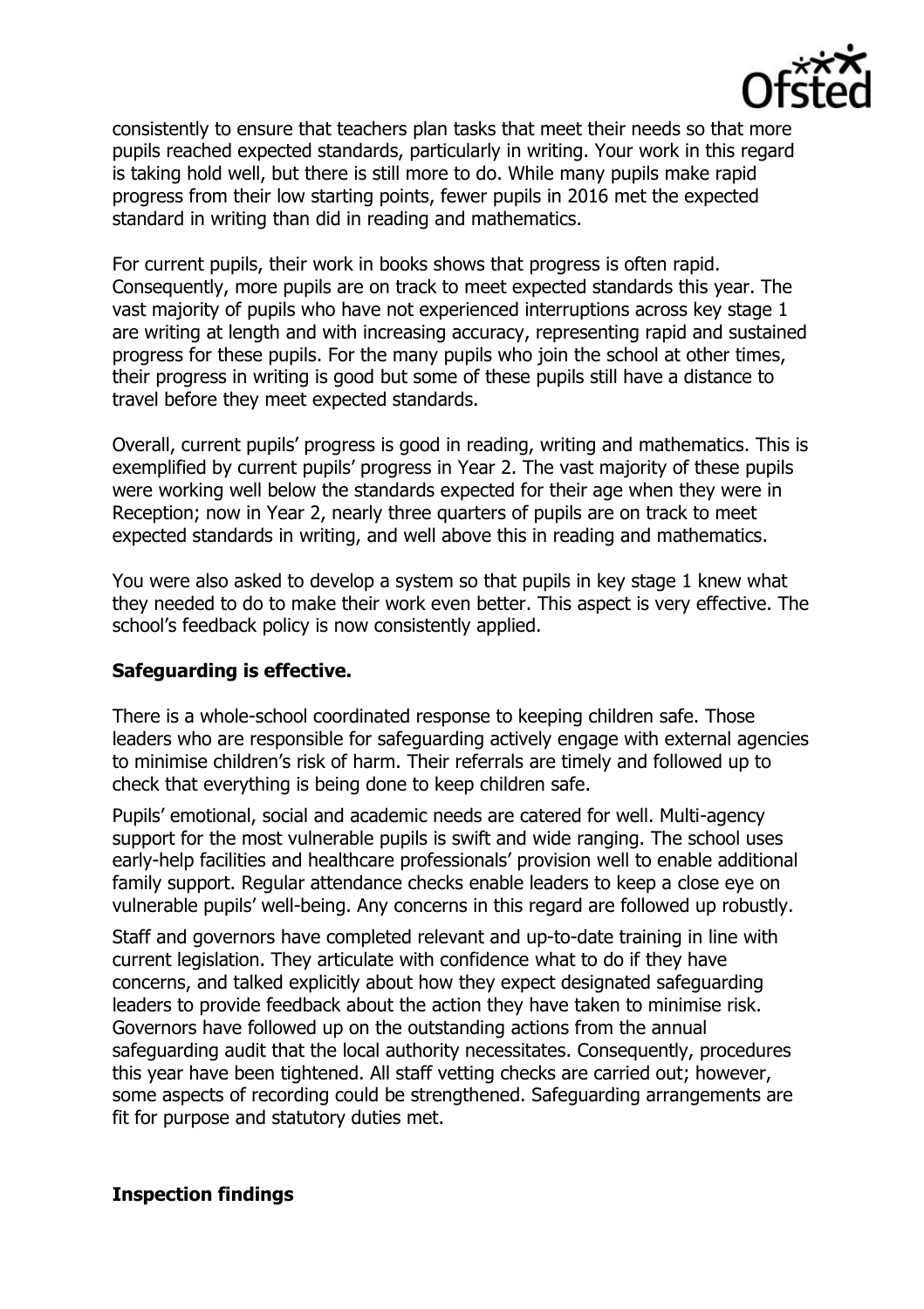consistently to ensure that teachers plan tasks that meet their needs so that more pupils reached expected standards, particularly in writing. Your work in this regard is taking hold well, but there is still more to do. While many pupils make rapid progress from their low starting points, fewer pupils in 2016 met the expected standard in writing than did in reading and mathematics.

For current pupils, their work in books shows that progress is often rapid. Consequently, more pupils are on track to meet expected standards this year. The vast majority of pupils who have not experienced interruptions across key stage 1 are writing at length and with increasing accuracy, representing rapid and sustained progress for these pupils. For the many pupils who join the school at other times, their progress in writing is good but some of these pupils still have a distance to travel before they meet expected standards.

Overall, current pupils' progress is good in reading, writing and mathematics. This is exemplified by current pupils' progress in Year 2. The vast majority of these pupils were working well below the standards expected for their age when they were in Reception; now in Year 2, nearly three quarters of pupils are on track to meet expected standards in writing, and well above this in reading and mathematics.

You were also asked to develop a system so that pupils in key stage 1 knew what they needed to do to make their work even better. This aspect is very effective. The school's feedback policy is now consistently applied.

## Safeguarding is effective.

There is a whole-school coordinated response to keeping children safe. Those leaders who are responsible for safeguarding actively engage with external agencies to minimise children's risk of harm. Their referrals are timely and followed up to check that everything is being done to keep children safe.

Pupils' emotional, social and academic needs are catered for well. Multi-agency support for the most vulnerable pupils is swift and wide ranging. The school uses early-help facilities and healthcare professionals' provision well to enable additional family support. Regular attendance checks enable leaders to keep a close eye on vulnerable pupils' well-being. Any concerns in this regard are followed up robustly.

Staff and governors have completed relevant and up-to-date training in line with current legislation. They articulate with confidence what to do if they have concerns, and talked explicitly about how they expect designated safeguarding leaders to provide feedback about the action they have taken to minimise risk. Governors have followed up on the outstanding actions from the annual safeguarding audit that the local authority necessitates. Consequently, procedures this year have been tightened. All staff vetting checks are carried out; however, some aspects of recording could be strengthened. Safeguarding arrangements are fit for purpose and statutory duties met.

## Inspection findings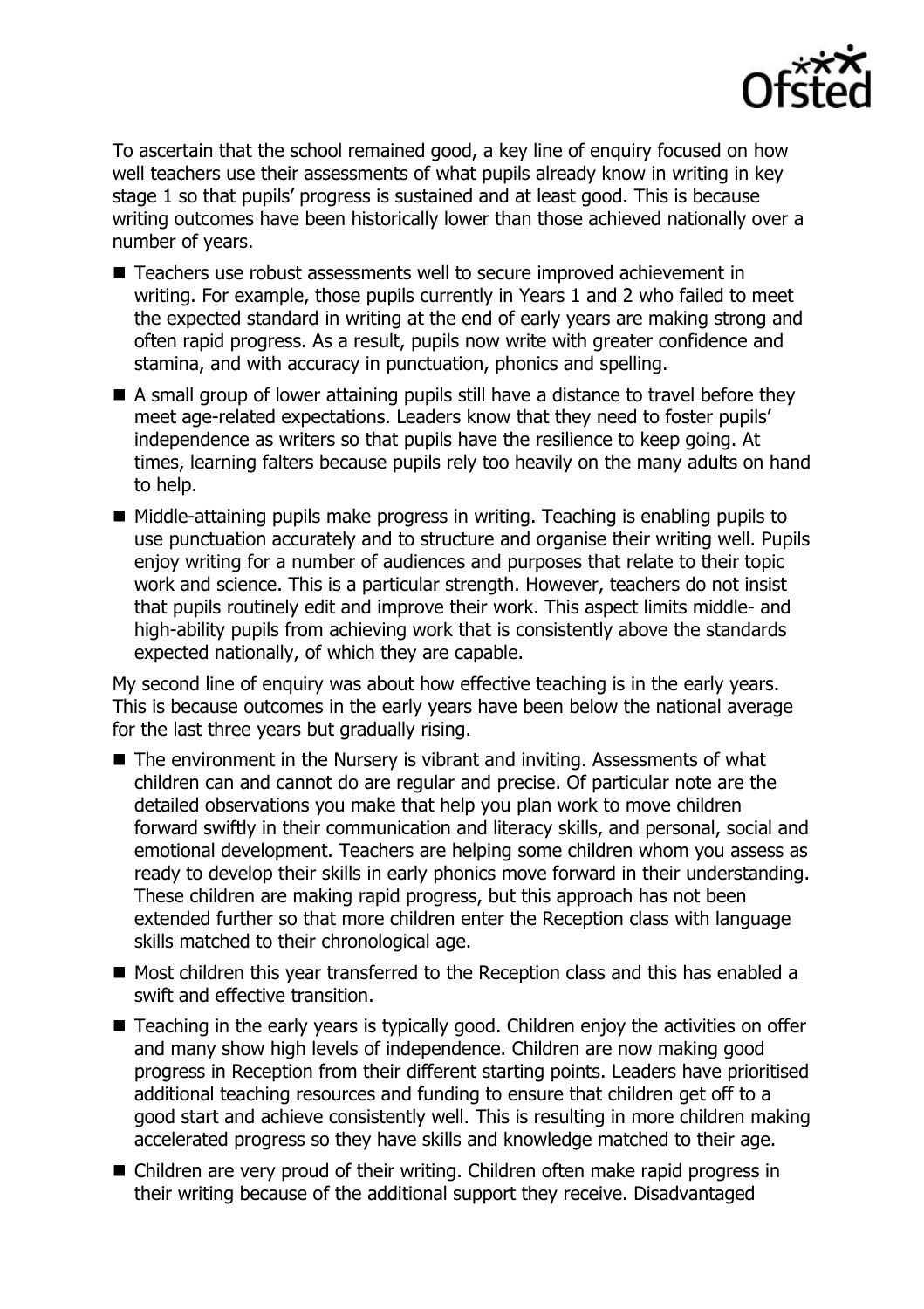To ascertain that the school remained good, a key line of enquiry focused on how well teachers use their assessments of what pupils already know in writing in key stage 1 so that pupils' progress is sustained and at least good. This is because writing outcomes have been historically lower than those achieved nationally over a number of years.

- Teachers use robust assessments well to secure improved achievement in writing. For example, those pupils currently in Years 1 and 2 who failed to meet the expected standard in writing at the end of early years are making strong and often rapid progress. As a result, pupils now write with greater confidence and stamina, and with accuracy in punctuation, phonics and spelling.
- A small group of lower attaining pupils still have a distance to travel before they meet age-related expectations. Leaders know that they need to foster pupils' independence as writers so that pupils have the resilience to keep going. At times, learning falters because pupils rely too heavily on the many adults on hand to help.
- Middle-attaining pupils make progress in writing. Teaching is enabling pupils to use punctuation accurately and to structure and organise their writing well. Pupils enjoy writing for a number of audiences and purposes that relate to their topic work and science. This is a particular strength. However, teachers do not insist that pupils routinely edit and improve their work. This aspect limits middle- and high-ability pupils from achieving work that is consistently above the standards expected nationally, of which they are capable.

My second line of enquiry was about how effective teaching is in the early years. This is because outcomes in the early years have been below the national average for the last three years but gradually rising.

- The environment in the Nursery is vibrant and inviting. Assessments of what children can and cannot do are regular and precise. Of particular note are the detailed observations you make that help you plan work to move children forward swiftly in their communication and literacy skills, and personal, social and emotional development. Teachers are helping some children whom you assess as ready to develop their skills in early phonics move forward in their understanding. These children are making rapid progress, but this approach has not been extended further so that more children enter the Reception class with language skills matched to their chronological age.
- Most children this year transferred to the Reception class and this has enabled a swift and effective transition.
- Teaching in the early years is typically good. Children enjoy the activities on offer and many show high levels of independence. Children are now making good progress in Reception from their different starting points. Leaders have prioritised additional teaching resources and funding to ensure that children get off to a good start and achieve consistently well. This is resulting in more children making accelerated progress so they have skills and knowledge matched to their age.
- Children are very proud of their writing. Children often make rapid progress in their writing because of the additional support they receive. Disadvantaged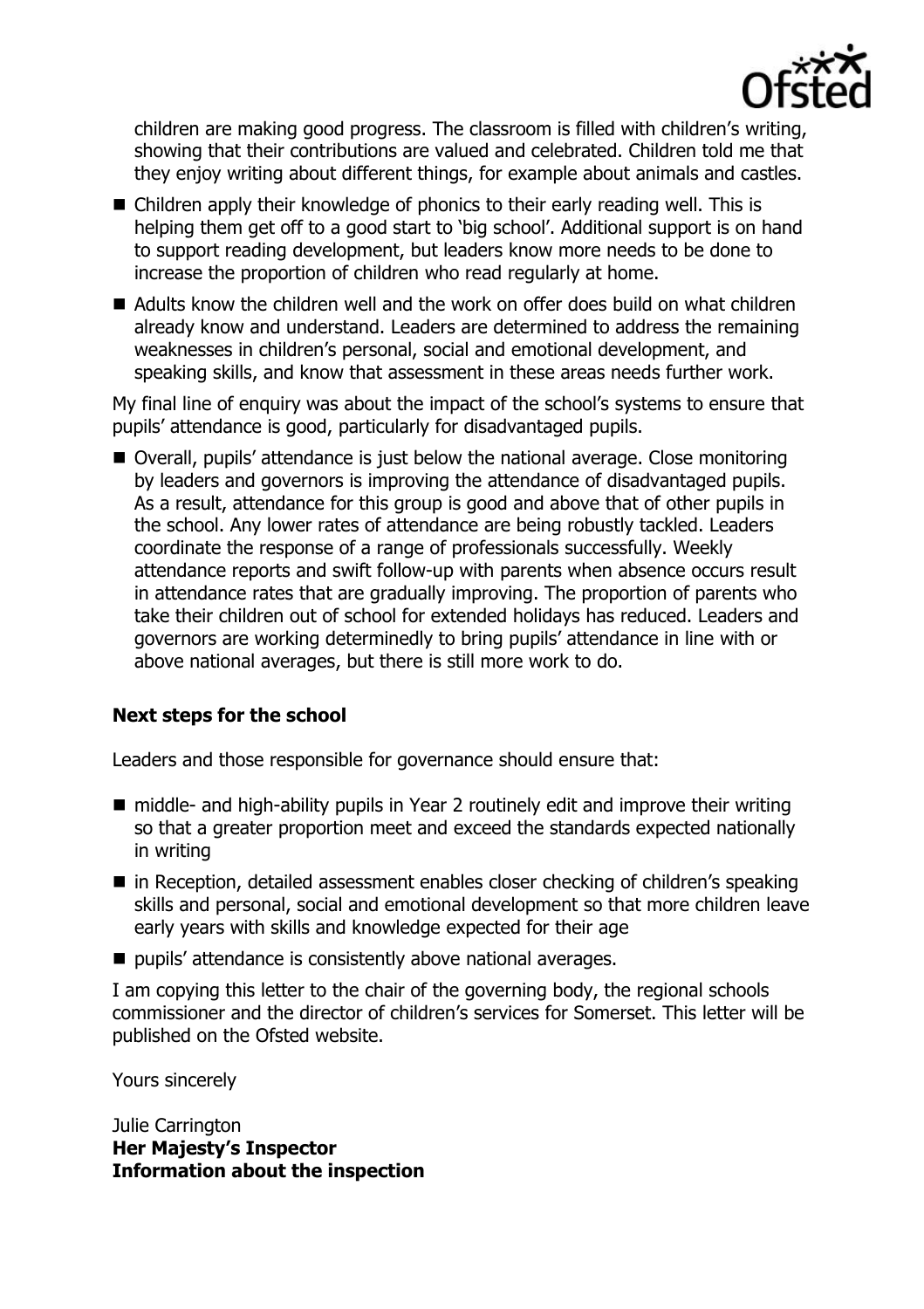children are making good progress. The classroom is filled with children's writing, showing that their contributions are valued and celebrated. Children told me that they enjoy writing about different things, for example about animals and castles.

- Children apply their knowledge of phonics to their early reading well. This is helping them get off to a good start to 'big school'. Additional support is on hand to support reading development, but leaders know more needs to be done to increase the proportion of children who read regularly at home.
- Adults know the children well and the work on offer does build on what children already know and understand. Leaders are determined to address the remaining weaknesses in children's personal, social and emotional development, and speaking skills, and know that assessment in these areas needs further work.

My final line of enquiry was about the impact of the school's systems to ensure that pupils' attendance is good, particularly for disadvantaged pupils.

- Overall, pupils' attendance is just below the national average. Close monitoring by leaders and governors is improving the attendance of disadvantaged pupils. As a result, attendance for this group is good and above that of other pupils in the school. Any lower rates of attendance are being robustly tackled. Leaders coordinate the response of a range of professionals successfully. Weekly attendance reports and swift follow-up with parents when absence occurs result in attendance rates that are gradually improving. The proportion of parents who take their children out of school for extended holidays has reduced. Leaders and governors are working determinedly to bring pupils' attendance in line with or above national averages, but there is still more work to do.

### Next steps for the school

Leaders and those responsible for governance should ensure that:

- middle- and high-ability pupils in Year 2 routinely edit and improve their writing so that a greater proportion meet and exceed the standards expected nationally in writing
- in Reception, detailed assessment enables closer checking of children's speaking skills and personal, social and emotional development so that more children leave early years with skills and knowledge expected for their age
- pupils' attendance is consistently above national averages.

I am copying this letter to the chair of the governing body, the regional schools commissioner and the director of children's services for Somerset. This letter will be published on the Ofsted website.

Yours sincerely

Julie Carrington
**Her Majesty's Inspector**
**Information about the inspection**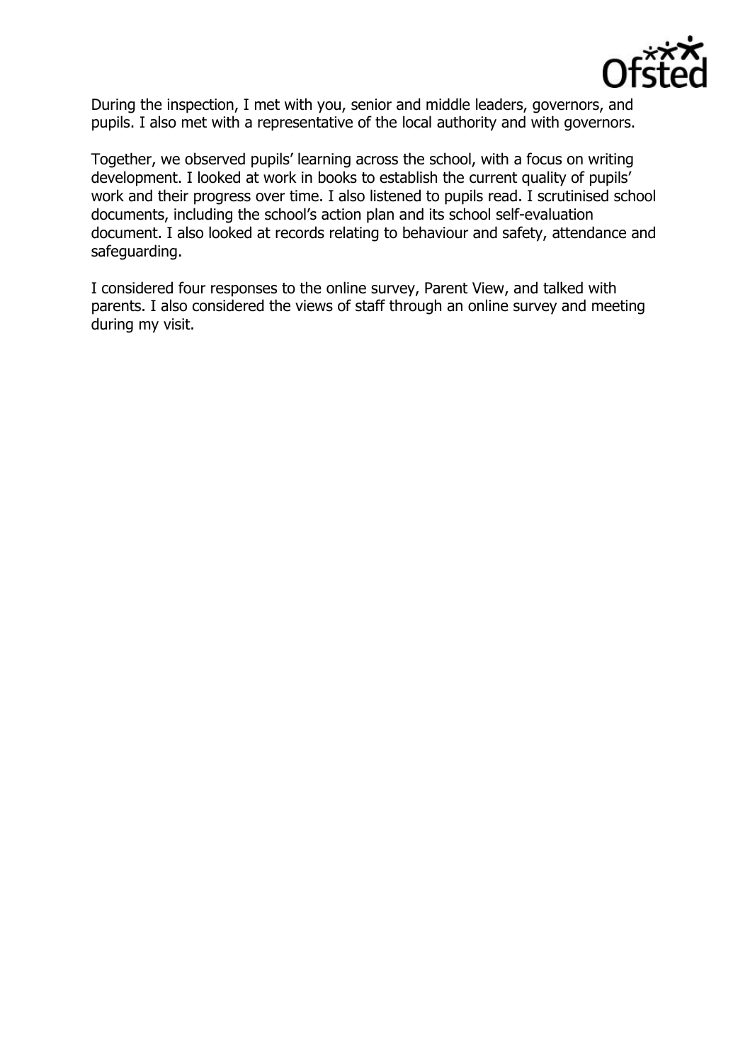During the inspection, I met with you, senior and middle leaders, governors, and pupils. I also met with a representative of the local authority and with governors.

Together, we observed pupils' learning across the school, with a focus on writing development. I looked at work in books to establish the current quality of pupils' work and their progress over time. I also listened to pupils read. I scrutinised school documents, including the school's action plan and its school self-evaluation document. I also looked at records relating to behaviour and safety, attendance and safeguarding.

I considered four responses to the online survey, Parent View, and talked with parents. I also considered the views of staff through an online survey and meeting during my visit.